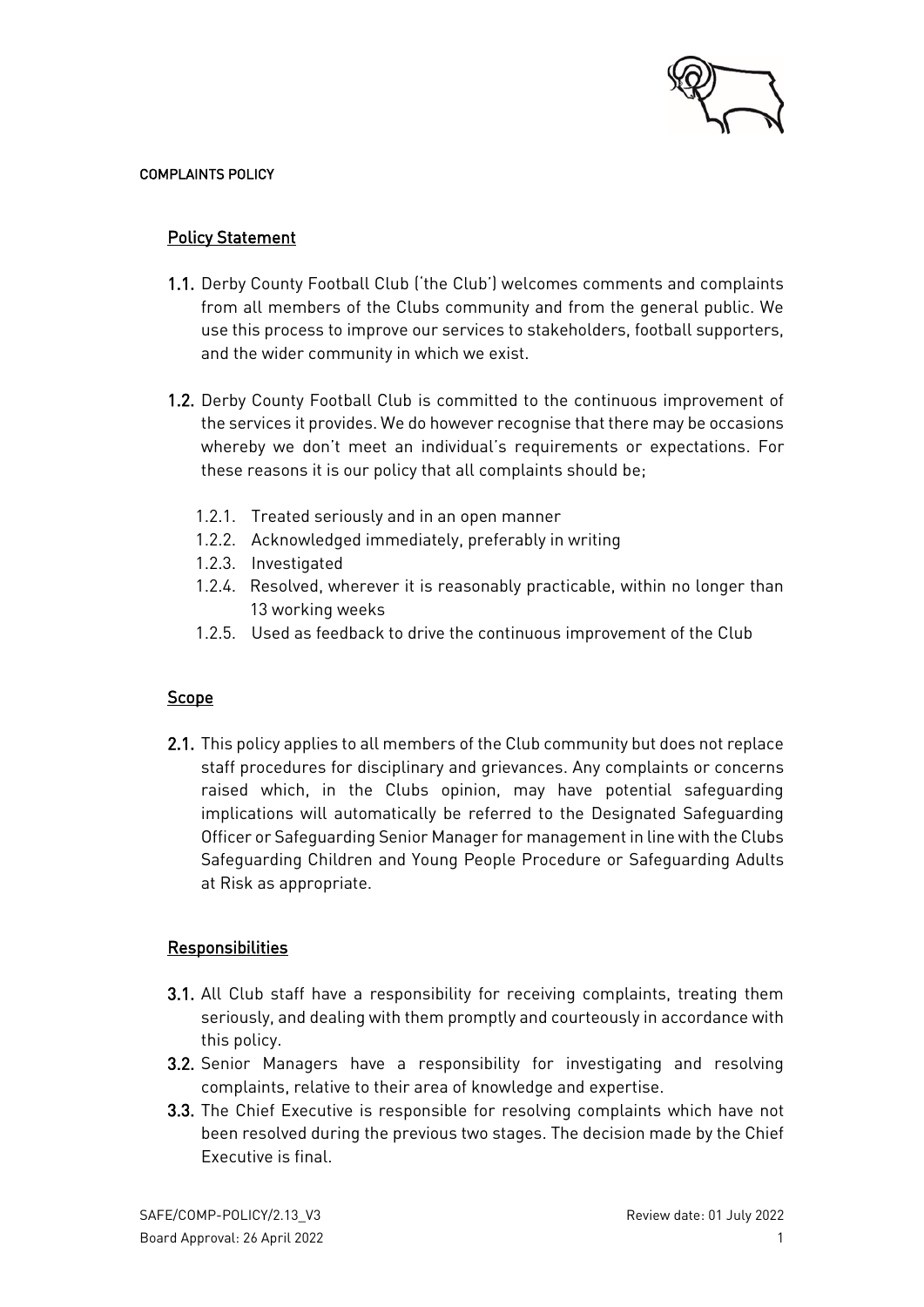# COMPLAINTS POLICY

## Policy Statement

**1.1.** Derby County Football Club ('the Club') welcomes comments and complaints from all members of the Clubs community and from the general public. We use this process to improve our services to stakeholders, football supporters, and the wider community in which we exist.

**1.2.** Derby County Football Club is committed to the continuous improvement of the services it provides. We do however recognise that there may be occasions whereby we don't meet an individual's requirements or expectations. For these reasons it is our policy that all complaints should be;

- 1.2.1. Treated seriously and in an open manner
- 1.2.2. Acknowledged immediately, preferably in writing
- 1.2.3. Investigated
- 1.2.4. Resolved, wherever it is reasonably practicable, within no longer than 13 working weeks
- 1.2.5. Used as feedback to drive the continuous improvement of the Club

## Scope

**2.1.** This policy applies to all members of the Club community but does not replace staff procedures for disciplinary and grievances. Any complaints or concerns raised which, in the Clubs opinion, may have potential safeguarding implications will automatically be referred to the Designated Safeguarding Officer or Safeguarding Senior Manager for management in line with the Clubs Safeguarding Children and Young People Procedure or Safeguarding Adults at Risk as appropriate.

## Responsibilities

**3.1.** All Club staff have a responsibility for receiving complaints, treating them seriously, and dealing with them promptly and courteously in accordance with this policy.

**3.2.** Senior Managers have a responsibility for investigating and resolving complaints, relative to their area of knowledge and expertise.

**3.3.** The Chief Executive is responsible for resolving complaints which have not been resolved during the previous two stages. The decision made by the Chief Executive is final.

SAFE/COMP-POLICY/2.13_V3 | Review date: 01 July 2022
Board Approval: 26 April 2022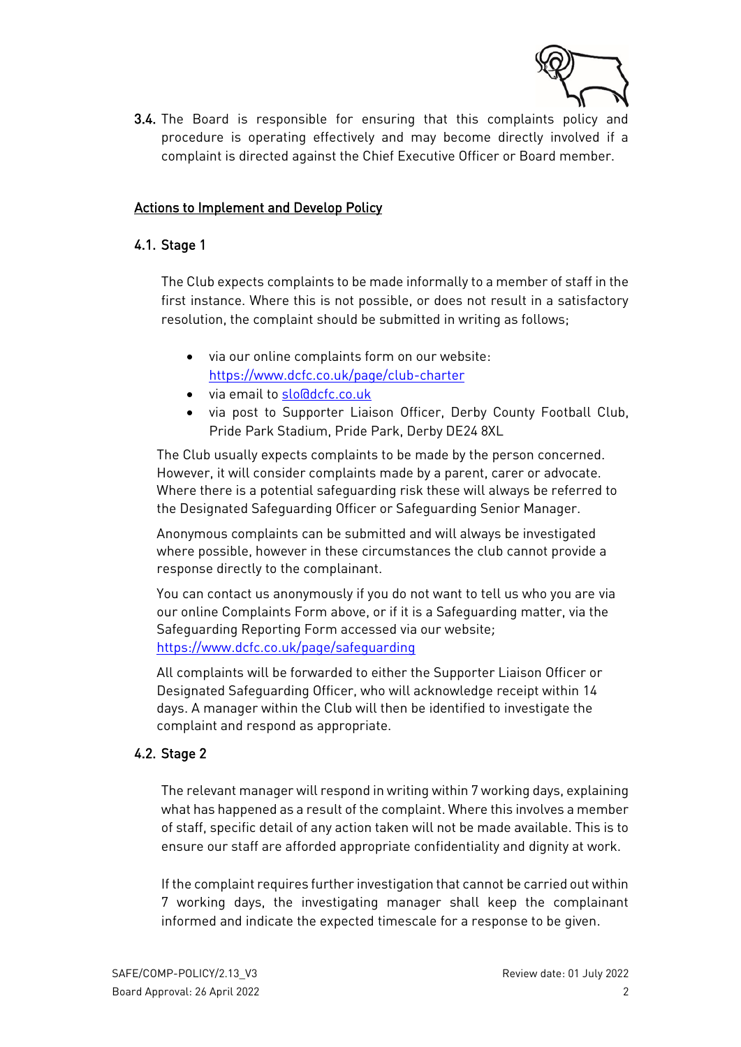3.4. The Board is responsible for ensuring that this complaints policy and procedure is operating effectively and may become directly involved if a complaint is directed against the Chief Executive Officer or Board member.

## Actions to Implement and Develop Policy

### 4.1. Stage 1

The Club expects complaints to be made informally to a member of staff in the first instance. Where this is not possible, or does not result in a satisfactory resolution, the complaint should be submitted in writing as follows;

- via our online complaints form on our website: https://www.dcfc.co.uk/page/club-charter
- via email to slo@dcfc.co.uk
- via post to Supporter Liaison Officer, Derby County Football Club, Pride Park Stadium, Pride Park, Derby DE24 8XL

The Club usually expects complaints to be made by the person concerned. However, it will consider complaints made by a parent, carer or advocate. Where there is a potential safeguarding risk these will always be referred to the Designated Safeguarding Officer or Safeguarding Senior Manager.

Anonymous complaints can be submitted and will always be investigated where possible, however in these circumstances the club cannot provide a response directly to the complainant.

You can contact us anonymously if you do not want to tell us who you are via our online Complaints Form above, or if it is a Safeguarding matter, via the Safeguarding Reporting Form accessed via our website; https://www.dcfc.co.uk/page/safeguarding

All complaints will be forwarded to either the Supporter Liaison Officer or Designated Safeguarding Officer, who will acknowledge receipt within 14 days. A manager within the Club will then be identified to investigate the complaint and respond as appropriate.

### 4.2. Stage 2

The relevant manager will respond in writing within 7 working days, explaining what has happened as a result of the complaint. Where this involves a member of staff, specific detail of any action taken will not be made available. This is to ensure our staff are afforded appropriate confidentiality and dignity at work.

If the complaint requires further investigation that cannot be carried out within 7 working days, the investigating manager shall keep the complainant informed and indicate the expected timescale for a response to be given.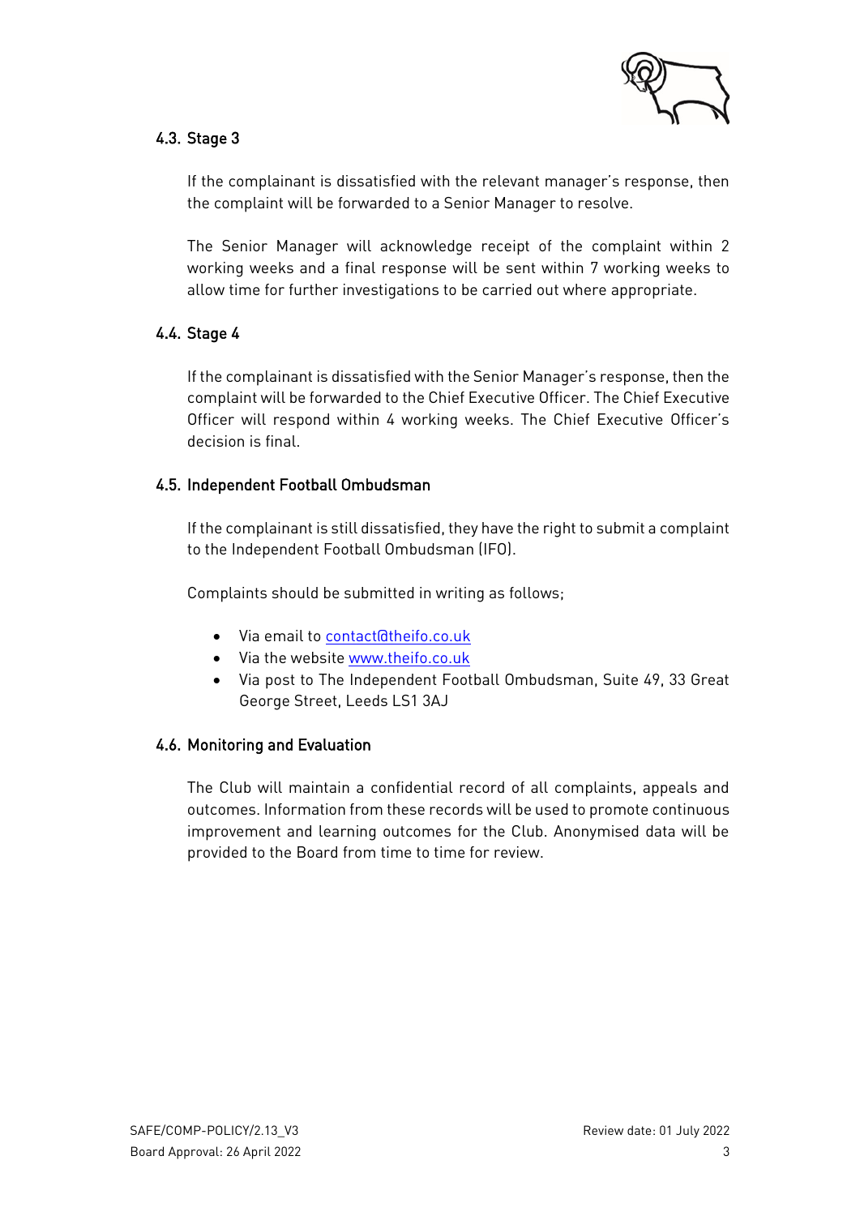### 4.3. Stage 3

If the complainant is dissatisfied with the relevant manager's response, then the complaint will be forwarded to a Senior Manager to resolve.

The Senior Manager will acknowledge receipt of the complaint within 2 working weeks and a final response will be sent within 7 working weeks to allow time for further investigations to be carried out where appropriate.

### 4.4. Stage 4

If the complainant is dissatisfied with the Senior Manager's response, then the complaint will be forwarded to the Chief Executive Officer. The Chief Executive Officer will respond within 4 working weeks. The Chief Executive Officer's decision is final.

### 4.5. Independent Football Ombudsman

If the complainant is still dissatisfied, they have the right to submit a complaint to the Independent Football Ombudsman (IFO).

Complaints should be submitted in writing as follows;

- Via email to contact@theifo.co.uk
- Via the website www.theifo.co.uk
- Via post to The Independent Football Ombudsman, Suite 49, 33 Great George Street, Leeds LS1 3AJ

### 4.6. Monitoring and Evaluation

The Club will maintain a confidential record of all complaints, appeals and outcomes. Information from these records will be used to promote continuous improvement and learning outcomes for the Club. Anonymised data will be provided to the Board from time to time for review.